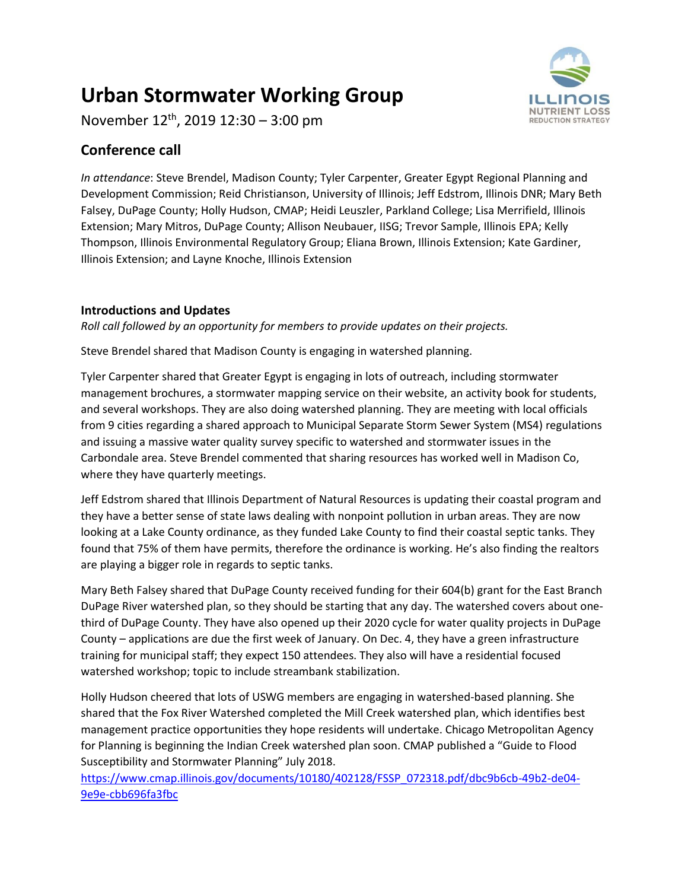# Urban Stormwater Working Group

November 12th, 2019 12:30 – 3:00 pm

## Conference call

*In attendance*: Steve Brendel, Madison County; Tyler Carpenter, Greater Egypt Regional Planning and Development Commission; Reid Christianson, University of Illinois; Jeff Edstrom, Illinois DNR; Mary Beth Falsey, DuPage County; Holly Hudson, CMAP; Heidi Leuszler, Parkland College; Lisa Merrifield, Illinois Extension; Mary Mitros, DuPage County; Allison Neubauer, IISG; Trevor Sample, Illinois EPA; Kelly Thompson, Illinois Environmental Regulatory Group; Eliana Brown, Illinois Extension; Kate Gardiner, Illinois Extension; and Layne Knoche, Illinois Extension

### Introductions and Updates

*Roll call followed by an opportunity for members to provide updates on their projects.*

Steve Brendel shared that Madison County is engaging in watershed planning.

Tyler Carpenter shared that Greater Egypt is engaging in lots of outreach, including stormwater management brochures, a stormwater mapping service on their website, an activity book for students, and several workshops. They are also doing watershed planning. They are meeting with local officials from 9 cities regarding a shared approach to Municipal Separate Storm Sewer System (MS4) regulations and issuing a massive water quality survey specific to watershed and stormwater issues in the Carbondale area. Steve Brendel commented that sharing resources has worked well in Madison Co, where they have quarterly meetings.

Jeff Edstrom shared that Illinois Department of Natural Resources is updating their coastal program and they have a better sense of state laws dealing with nonpoint pollution in urban areas. They are now looking at a Lake County ordinance, as they funded Lake County to find their coastal septic tanks. They found that 75% of them have permits, therefore the ordinance is working. He's also finding the realtors are playing a bigger role in regards to septic tanks.

Mary Beth Falsey shared that DuPage County received funding for their 604(b) grant for the East Branch DuPage River watershed plan, so they should be starting that any day. The watershed covers about one-third of DuPage County. They have also opened up their 2020 cycle for water quality projects in DuPage County – applications are due the first week of January. On Dec. 4, they have a green infrastructure training for municipal staff; they expect 150 attendees. They also will have a residential focused watershed workshop; topic to include streambank stabilization.

Holly Hudson cheered that lots of USWG members are engaging in watershed-based planning. She shared that the Fox River Watershed completed the Mill Creek watershed plan, which identifies best management practice opportunities they hope residents will undertake. Chicago Metropolitan Agency for Planning is beginning the Indian Creek watershed plan soon. CMAP published a "Guide to Flood Susceptibility and Stormwater Planning" July 2018.
https://www.cmap.illinois.gov/documents/10180/402128/FSSP_072318.pdf/dbc9b6cb-49b2-de04-9e9e-cbb696fa3fbc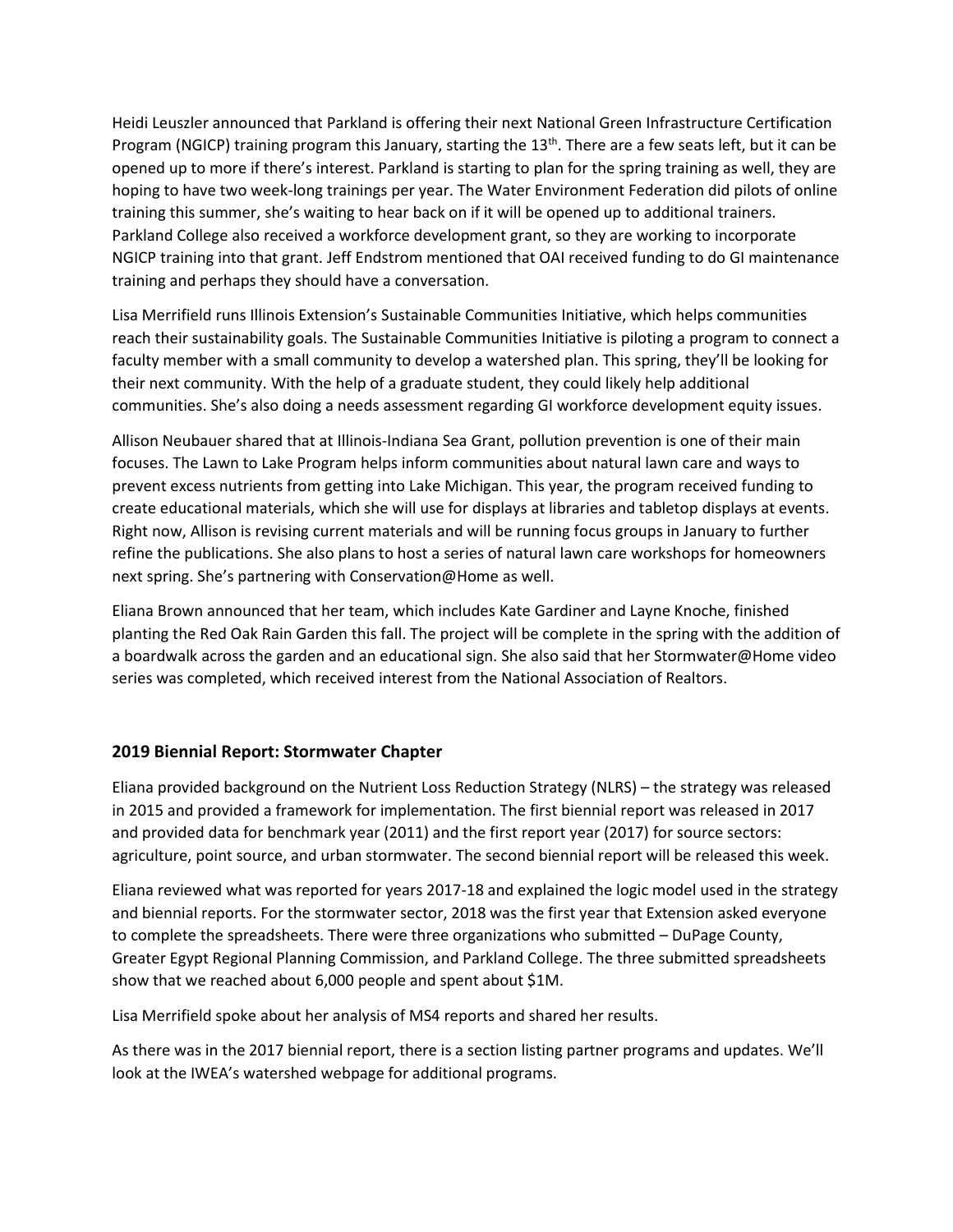Heidi Leuszler announced that Parkland is offering their next National Green Infrastructure Certification Program (NGICP) training program this January, starting the 13th. There are a few seats left, but it can be opened up to more if there's interest. Parkland is starting to plan for the spring training as well, they are hoping to have two week-long trainings per year. The Water Environment Federation did pilots of online training this summer, she's waiting to hear back on if it will be opened up to additional trainers. Parkland College also received a workforce development grant, so they are working to incorporate NGICP training into that grant. Jeff Endstrom mentioned that OAI received funding to do GI maintenance training and perhaps they should have a conversation.

Lisa Merrifield runs Illinois Extension's Sustainable Communities Initiative, which helps communities reach their sustainability goals. The Sustainable Communities Initiative is piloting a program to connect a faculty member with a small community to develop a watershed plan. This spring, they'll be looking for their next community. With the help of a graduate student, they could likely help additional communities. She's also doing a needs assessment regarding GI workforce development equity issues.

Allison Neubauer shared that at Illinois-Indiana Sea Grant, pollution prevention is one of their main focuses. The Lawn to Lake Program helps inform communities about natural lawn care and ways to prevent excess nutrients from getting into Lake Michigan. This year, the program received funding to create educational materials, which she will use for displays at libraries and tabletop displays at events. Right now, Allison is revising current materials and will be running focus groups in January to further refine the publications. She also plans to host a series of natural lawn care workshops for homeowners next spring. She's partnering with Conservation@Home as well.

Eliana Brown announced that her team, which includes Kate Gardiner and Layne Knoche, finished planting the Red Oak Rain Garden this fall. The project will be complete in the spring with the addition of a boardwalk across the garden and an educational sign. She also said that her Stormwater@Home video series was completed, which received interest from the National Association of Realtors.

## 2019 Biennial Report: Stormwater Chapter

Eliana provided background on the Nutrient Loss Reduction Strategy (NLRS) – the strategy was released in 2015 and provided a framework for implementation. The first biennial report was released in 2017 and provided data for benchmark year (2011) and the first report year (2017) for source sectors: agriculture, point source, and urban stormwater. The second biennial report will be released this week.

Eliana reviewed what was reported for years 2017-18 and explained the logic model used in the strategy and biennial reports. For the stormwater sector, 2018 was the first year that Extension asked everyone to complete the spreadsheets. There were three organizations who submitted – DuPage County, Greater Egypt Regional Planning Commission, and Parkland College. The three submitted spreadsheets show that we reached about 6,000 people and spent about $1M.

Lisa Merrifield spoke about her analysis of MS4 reports and shared her results.

As there was in the 2017 biennial report, there is a section listing partner programs and updates. We'll look at the IWEA's watershed webpage for additional programs.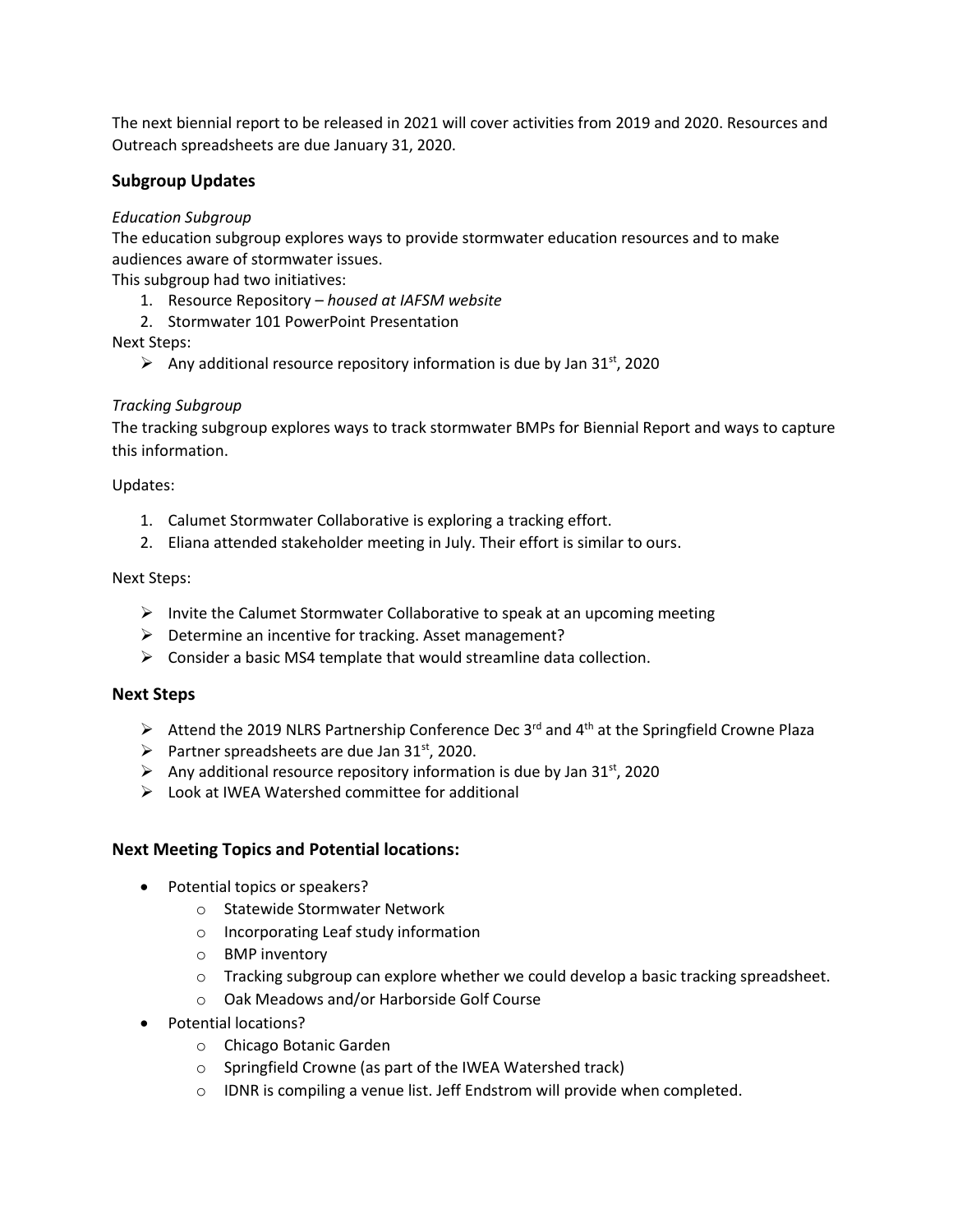The next biennial report to be released in 2021 will cover activities from 2019 and 2020. Resources and Outreach spreadsheets are due January 31, 2020.

### Subgroup Updates

*Education Subgroup*

The education subgroup explores ways to provide stormwater education resources and to make audiences aware of stormwater issues.

This subgroup had two initiatives:

1. Resource Repository – *housed at IAFSM website*
2. Stormwater 101 PowerPoint Presentation

Next Steps:

- Any additional resource repository information is due by Jan 31st, 2020

*Tracking Subgroup*

The tracking subgroup explores ways to track stormwater BMPs for Biennial Report and ways to capture this information.

Updates:

1. Calumet Stormwater Collaborative is exploring a tracking effort.
2. Eliana attended stakeholder meeting in July. Their effort is similar to ours.

Next Steps:

- Invite the Calumet Stormwater Collaborative to speak at an upcoming meeting
- Determine an incentive for tracking. Asset management?
- Consider a basic MS4 template that would streamline data collection.

### Next Steps

- Attend the 2019 NLRS Partnership Conference Dec 3rd and 4th at the Springfield Crowne Plaza
- Partner spreadsheets are due Jan 31st, 2020.
- Any additional resource repository information is due by Jan 31st, 2020
- Look at IWEA Watershed committee for additional

### Next Meeting Topics and Potential locations:

- Potential topics or speakers?
  - Statewide Stormwater Network
  - Incorporating Leaf study information
  - BMP inventory
  - Tracking subgroup can explore whether we could develop a basic tracking spreadsheet.
  - Oak Meadows and/or Harborside Golf Course
- Potential locations?
  - Chicago Botanic Garden
  - Springfield Crowne (as part of the IWEA Watershed track)
  - IDNR is compiling a venue list. Jeff Endstrom will provide when completed.